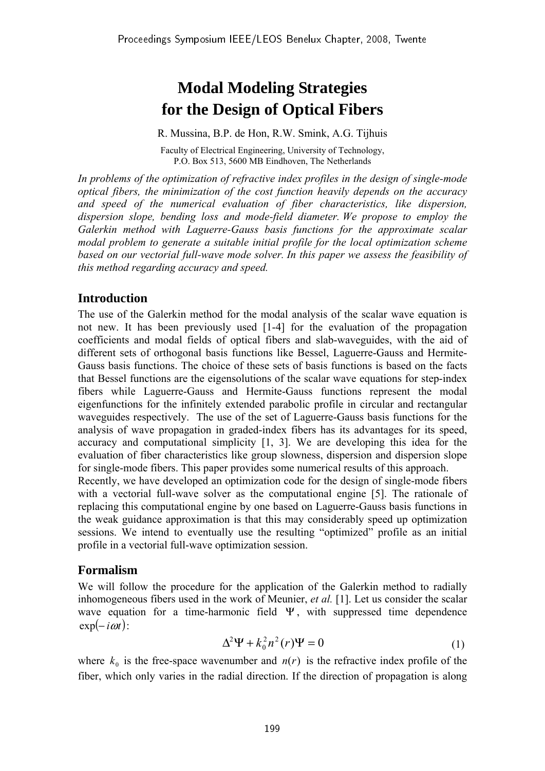# Modal Modeling Strategies for the Design of Optical Fibers

R. Mussina, B.P. de Hon, R.W. Smink, A.G. Tijhuis

Faculty of Electrical Engineering, University of Technology,
P.O. Box 513, 5600 MB Eindhoven, The Netherlands

*In problems of the optimization of refractive index profiles in the design of single-mode optical fibers, the minimization of the cost function heavily depends on the accuracy and speed of the numerical evaluation of fiber characteristics, like dispersion, dispersion slope, bending loss and mode-field diameter. We propose to employ the Galerkin method with Laguerre-Gauss basis functions for the approximate scalar modal problem to generate a suitable initial profile for the local optimization scheme based on our vectorial full-wave mode solver. In this paper we assess the feasibility of this method regarding accuracy and speed.*

## Introduction

The use of the Galerkin method for the modal analysis of the scalar wave equation is not new. It has been previously used [1-4] for the evaluation of the propagation coefficients and modal fields of optical fibers and slab-waveguides, with the aid of different sets of orthogonal basis functions like Bessel, Laguerre-Gauss and Hermite-Gauss basis functions. The choice of these sets of basis functions is based on the facts that Bessel functions are the eigensolutions of the scalar wave equations for step-index fibers while Laguerre-Gauss and Hermite-Gauss functions represent the modal eigenfunctions for the infinitely extended parabolic profile in circular and rectangular waveguides respectively. The use of the set of Laguerre-Gauss basis functions for the analysis of wave propagation in graded-index fibers has its advantages for its speed, accuracy and computational simplicity [1, 3]. We are developing this idea for the evaluation of fiber characteristics like group slowness, dispersion and dispersion slope for single-mode fibers. This paper provides some numerical results of this approach.

Recently, we have developed an optimization code for the design of single-mode fibers with a vectorial full-wave solver as the computational engine [5]. The rationale of replacing this computational engine by one based on Laguerre-Gauss basis functions in the weak guidance approximation is that this may considerably speed up optimization sessions. We intend to eventually use the resulting "optimized" profile as an initial profile in a vectorial full-wave optimization session.

## Formalism

We will follow the procedure for the application of the Galerkin method to radially inhomogeneous fibers used in the work of Meunier, *et al.* [1]. Let us consider the scalar wave equation for a time-harmonic field $\Psi$, with suppressed time dependence $\exp(-i\omega t)$:

$$\Delta^2\Psi + k_0^2 n^2(r)\Psi = 0 \tag{1}$$

where $k_0$ is the free-space wavenumber and $n(r)$ is the refractive index profile of the fiber, which only varies in the radial direction. If the direction of propagation is along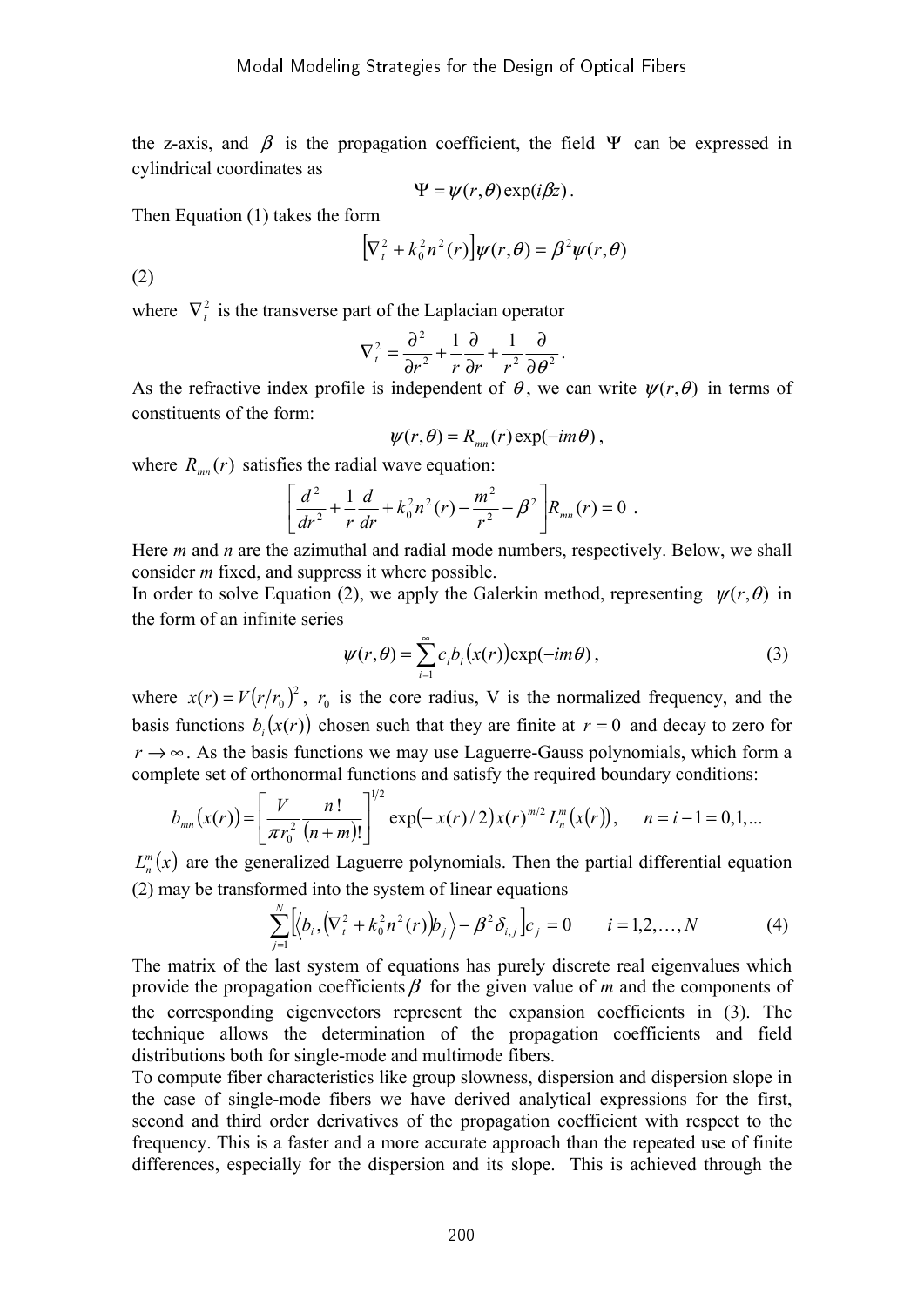the z-axis, and $\beta$ is the propagation coefficient, the field $\Psi$ can be expressed in cylindrical coordinates as

$$\Psi = \psi(r,\theta)\exp(i\beta z).$$

Then Equation (1) takes the form

$$\left[\nabla_t^2 + k_0^2 n^2(r)\right]\psi(r,\theta) = \beta^2 \psi(r,\theta)$$

(2)

where $\nabla_t^2$ is the transverse part of the Laplacian operator

$$\nabla_t^2 = \frac{\partial^2}{\partial r^2} + \frac{1}{r}\frac{\partial}{\partial r} + \frac{1}{r^2}\frac{\partial}{\partial \theta^2}.$$

As the refractive index profile is independent of $\theta$, we can write $\psi(r,\theta)$ in terms of constituents of the form:

$$\psi(r,\theta) = R_{mn}(r)\exp(-im\theta),$$

where $R_{mn}(r)$ satisfies the radial wave equation:

$$\left[\frac{d^2}{dr^2} + \frac{1}{r}\frac{d}{dr} + k_0^2 n^2(r) - \frac{m^2}{r^2} - \beta^2\right]R_{mn}(r) = 0 \ .$$

Here *m* and *n* are the azimuthal and radial mode numbers, respectively. Below, we shall consider *m* fixed, and suppress it where possible.

In order to solve Equation (2), we apply the Galerkin method, representing $\psi(r,\theta)$ in the form of an infinite series

$$\psi(r,\theta) = \sum_{i=1}^{\infty} c_i b_i\big(x(r)\big)\exp(-im\theta), \tag{3}$$

where $x(r) = V\left(r/r_0\right)^2$, $r_0$ is the core radius, V is the normalized frequency, and the basis functions $b_i\big(x(r)\big)$ chosen such that they are finite at $r = 0$ and decay to zero for $r \to \infty$. As the basis functions we may use Laguerre-Gauss polynomials, which form a complete set of orthonormal functions and satisfy the required boundary conditions:

$$b_{mn}\big(x(r)\big) = \left[\frac{V}{\pi r_0^2}\frac{n!}{(n+m)!}\right]^{1/2} \exp\big(-x(r)/2\big)x(r)^{m/2} L_n^m\big(x(r)\big), \quad n = i-1 = 0,1,...$$

$L_n^m(x)$ are the generalized Laguerre polynomials. Then the partial differential equation (2) may be transformed into the system of linear equations

$$\sum_{j=1}^{N}\left[\left\langle b_i, \left(\nabla_t^2 + k_0^2 n^2(r)\right) b_j\right\rangle - \beta^2 \delta_{i,j}\right]c_j = 0 \qquad i = 1,2,\ldots,N \tag{4}$$

The matrix of the last system of equations has purely discrete real eigenvalues which provide the propagation coefficients $\beta$ for the given value of *m* and the components of the corresponding eigenvectors represent the expansion coefficients in (3). The technique allows the determination of the propagation coefficients and field distributions both for single-mode and multimode fibers.

To compute fiber characteristics like group slowness, dispersion and dispersion slope in the case of single-mode fibers we have derived analytical expressions for the first, second and third order derivatives of the propagation coefficient with respect to the frequency. This is a faster and a more accurate approach than the repeated use of finite differences, especially for the dispersion and its slope. This is achieved through the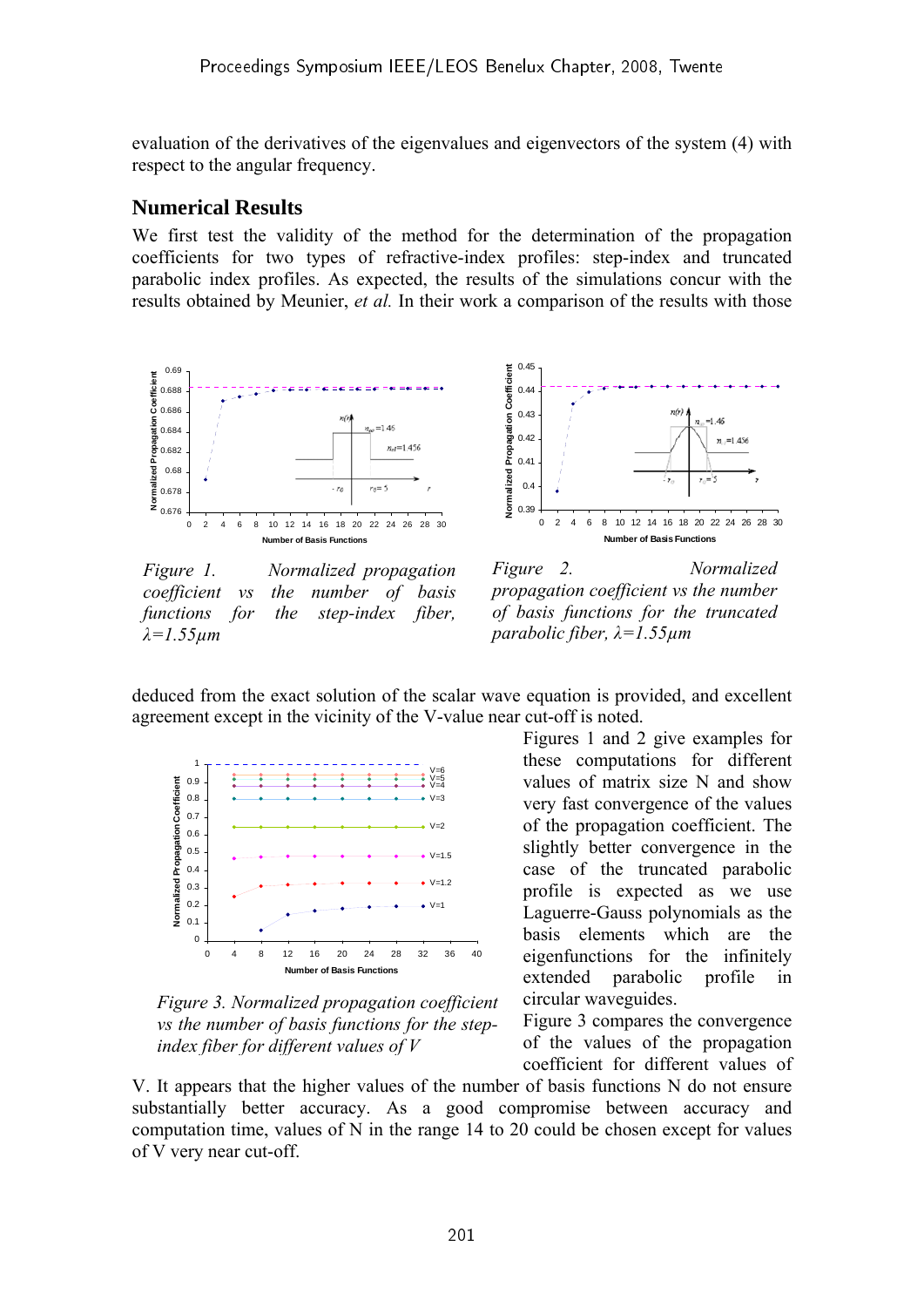evaluation of the derivatives of the eigenvalues and eigenvectors of the system (4) with respect to the angular frequency.

## Numerical Results

We first test the validity of the method for the determination of the propagation coefficients for two types of refractive-index profiles: step-index and truncated parabolic index profiles. As expected, the results of the simulations concur with the results obtained by Meunier, *et al.* In their work a comparison of the results with those deduced from the exact solution of the scalar wave equation is provided, and excellent agreement except in the vicinity of the V-value near cut-off is noted.

*Figure 1. Normalized propagation coefficient vs the number of basis functions for the step-index fiber, $\lambda=1.55\mu m$*

*Figure 2. Normalized propagation coefficient vs the number of basis functions for the truncated parabolic fiber, $\lambda=1.55\mu m$*

Figures 1 and 2 give examples for these computations for different values of matrix size N and show very fast convergence of the values of the propagation coefficient. The slightly better convergence in the case of the truncated parabolic profile is expected as we use Laguerre-Gauss polynomials as the basis elements which are the eigenfunctions for the infinitely extended parabolic profile in circular waveguides.

*Figure 3. Normalized propagation coefficient vs the number of basis functions for the step-index fiber for different values of V*

Figure 3 compares the convergence of the values of the propagation coefficient for different values of V. It appears that the higher values of the number of basis functions N do not ensure substantially better accuracy. As a good compromise between accuracy and computation time, values of N in the range 14 to 20 could be chosen except for values of V very near cut-off.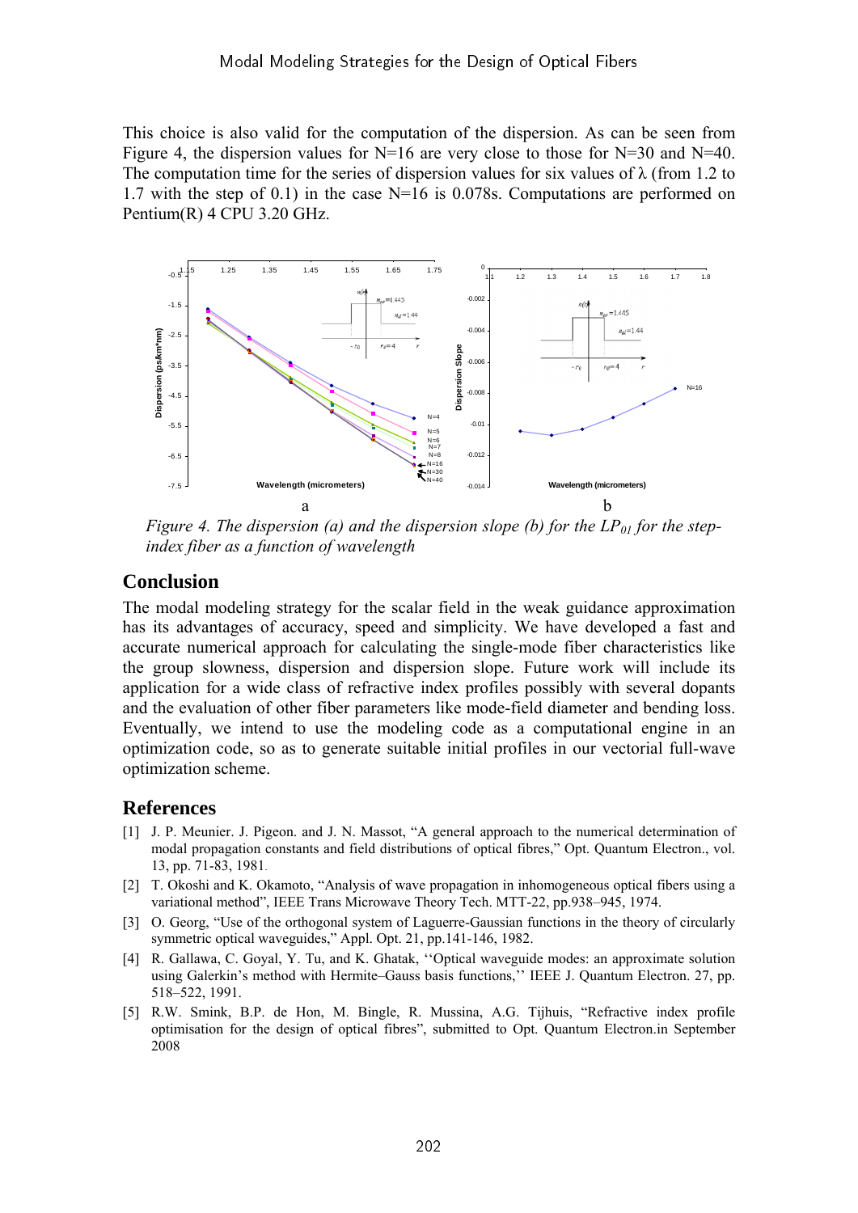This choice is also valid for the computation of the dispersion. As can be seen from Figure 4, the dispersion values for N=16 are very close to those for N=30 and N=40. The computation time for the series of dispersion values for six values of λ (from 1.2 to 1.7 with the step of 0.1) in the case N=16 is 0.078s. Computations are performed on Pentium(R) 4 CPU 3.20 GHz.

Dispersion (ps/km*nm)
-0.5
-1.5
-2.5
-3.5
-4.5
-5.5
-6.5
-7.5
1.15
1.25
1.35
1.45
1.55
1.65
1.75
Wavelength (micrometers)
$n(r)$
$n_{co}$=1.445
$n_{cl}$=1.44
$-r_0$
$r_0$=4
$r$
N=4
N=5
N=6
N=7
N=8
N=16
N=30
N=40

a

Dispersion Slope
0
-0.002
-0.004
-0.006
-0.008
-0.01
-0.012
-0.014
1.1
1.2
1.3
1.4
1.5
1.6
1.7
1.8
Wavelength (micrometers)
$n(r)$
$n_{co}$=1.445
$n_{cl}$=1.44
$-r_0$
$r_0$=4
$r$
N=16

b

*Figure 4. The dispersion (a) and the dispersion slope (b) for the $LP_{01}$ for the step-index fiber as a function of wavelength*

## Conclusion

The modal modeling strategy for the scalar field in the weak guidance approximation has its advantages of accuracy, speed and simplicity. We have developed a fast and accurate numerical approach for calculating the single-mode fiber characteristics like the group slowness, dispersion and dispersion slope. Future work will include its application for a wide class of refractive index profiles possibly with several dopants and the evaluation of other fiber parameters like mode-field diameter and bending loss. Eventually, we intend to use the modeling code as a computational engine in an optimization code, so as to generate suitable initial profiles in our vectorial full-wave optimization scheme.

## References

[1] J. P. Meunier. J. Pigeon. and J. N. Massot, "A general approach to the numerical determination of modal propagation constants and field distributions of optical fibres," Opt. Quantum Electron., vol. 13, pp. 71-83, 1981.

[2] T. Okoshi and K. Okamoto, "Analysis of wave propagation in inhomogeneous optical fibers using a variational method", IEEE Trans Microwave Theory Tech. MTT-22, pp.938–945, 1974.

[3] O. Georg, "Use of the orthogonal system of Laguerre-Gaussian functions in the theory of circularly symmetric optical waveguides," Appl. Opt. 21, pp.141-146, 1982.

[4] R. Gallawa, C. Goyal, Y. Tu, and K. Ghatak, ''Optical waveguide modes: an approximate solution using Galerkin's method with Hermite–Gauss basis functions,'' IEEE J. Quantum Electron. 27, pp. 518–522, 1991.

[5] R.W. Smink, B.P. de Hon, M. Bingle, R. Mussina, A.G. Tijhuis, "Refractive index profile optimisation for the design of optical fibres", submitted to Opt. Quantum Electron.in September 2008